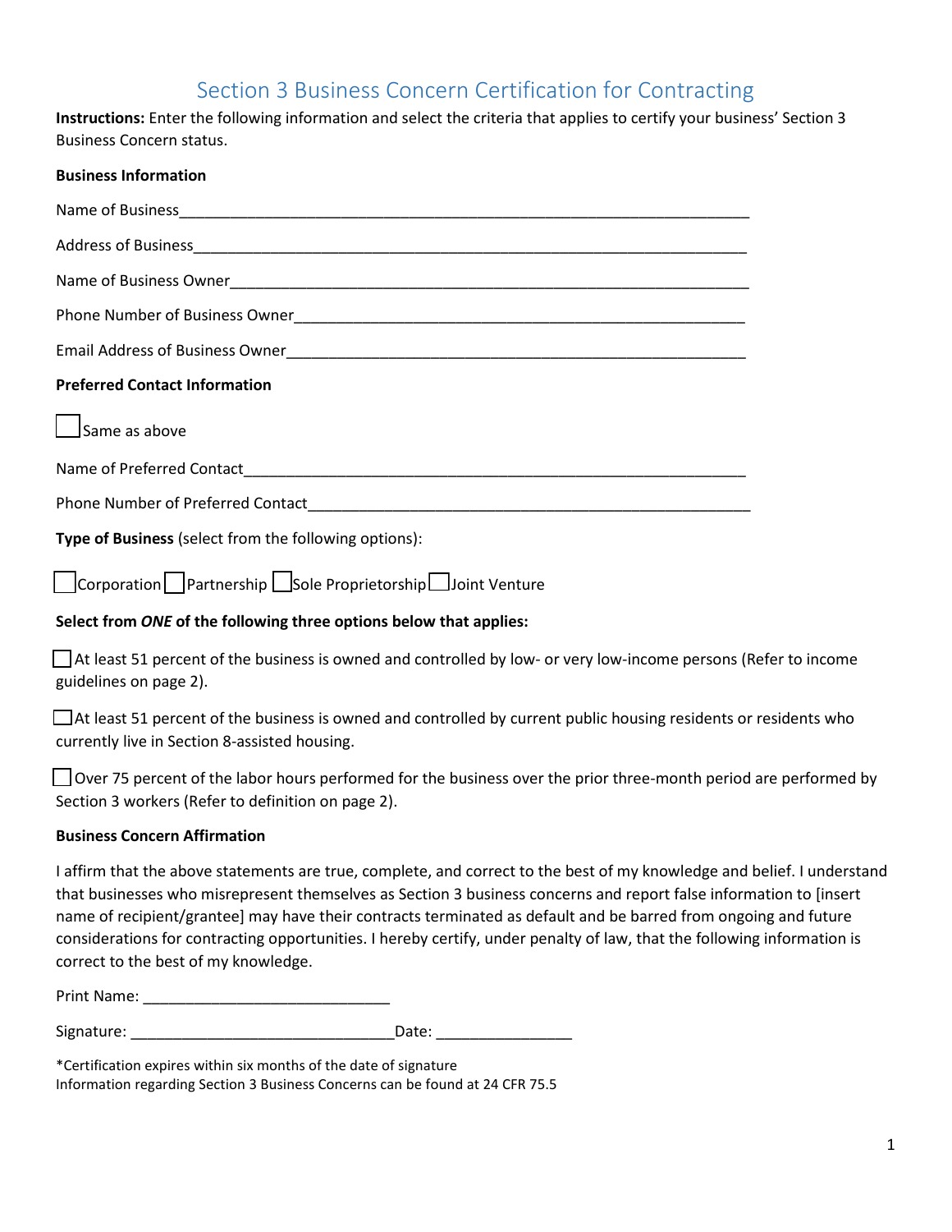# Section 3 Business Concern Certification for Contracting

**Instructions:** Enter the following information and select the criteria that applies to certify your business' Section 3 Business Concern status.

**Business Information**

Name of Business_______________________________________________________________

Address of Business_____________________________________________________________

Name of Business Owner__________________________________________________________

Phone Number of Business Owner___________________________________________________

Email Address of Business Owner___________________________________________________

**Preferred Contact Information**

☐ Same as above

Name of Preferred Contact_________________________________________________________

Phone Number of Preferred Contact__________________________________________________

**Type of Business** (select from the following options):

☐ Corporation ☐ Partnership ☐ Sole Proprietorship ☐ Joint Venture

**Select from *ONE* of the following three options below that applies:**

☐ At least 51 percent of the business is owned and controlled by low- or very low-income persons (Refer to income guidelines on page 2).

☐ At least 51 percent of the business is owned and controlled by current public housing residents or residents who currently live in Section 8-assisted housing.

☐ Over 75 percent of the labor hours performed for the business over the prior three-month period are performed by Section 3 workers (Refer to definition on page 2).

**Business Concern Affirmation**

I affirm that the above statements are true, complete, and correct to the best of my knowledge and belief. I understand that businesses who misrepresent themselves as Section 3 business concerns and report false information to [insert name of recipient/grantee] may have their contracts terminated as default and be barred from ongoing and future considerations for contracting opportunities. I hereby certify, under penalty of law, that the following information is correct to the best of my knowledge.

Print Name: ______________________________

Signature: _______________________________ Date: ________________

*Certification expires within six months of the date of signature
Information regarding Section 3 Business Concerns can be found at 24 CFR 75.5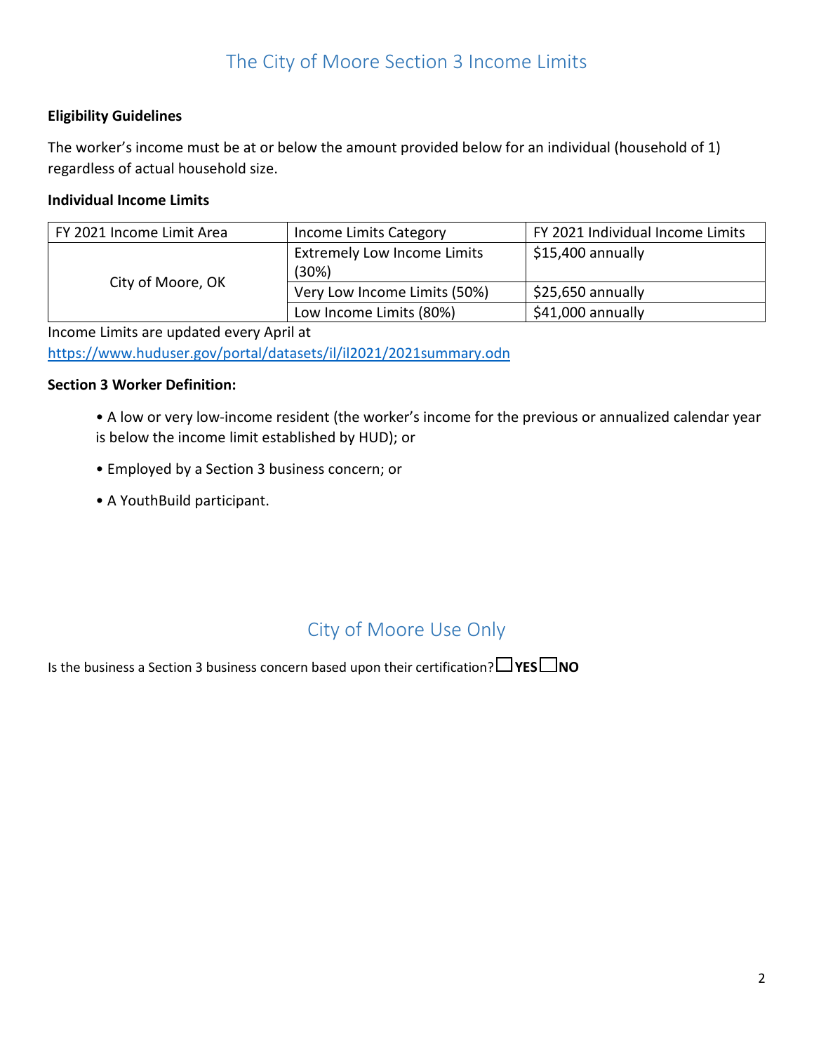# The City of Moore Section 3 Income Limits

**Eligibility Guidelines**

The worker's income must be at or below the amount provided below for an individual (household of 1) regardless of actual household size.

**Individual Income Limits**

| FY 2021 Income Limit Area | Income Limits Category | FY 2021 Individual Income Limits |
|---|---|---|
| City of Moore, OK | Extremely Low Income Limits (30%) | $15,400 annually |
| | Very Low Income Limits (50%) | $25,650 annually |
| | Low Income Limits (80%) | $41,000 annually |

Income Limits are updated every April at https://www.huduser.gov/portal/datasets/il/il2021/2021summary.odn

**Section 3 Worker Definition:**

- A low or very low-income resident (the worker's income for the previous or annualized calendar year is below the income limit established by HUD); or
- Employed by a Section 3 business concern; or
- A YouthBuild participant.

# City of Moore Use Only

Is the business a Section 3 business concern based upon their certification? ☐ **YES** ☐ **NO**